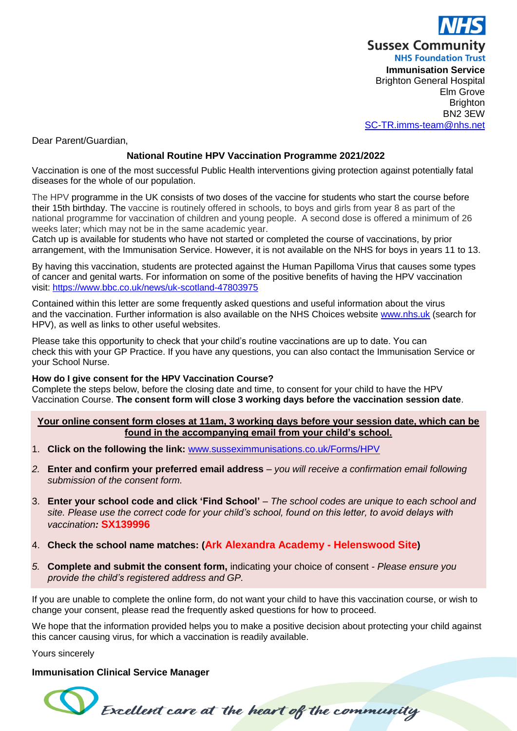Sussex Community
NHS Foundation Trust
**Immunisation Service**
Brighton General Hospital
Elm Grove
Brighton
BN2 3EW
SC-TR.imms-team@nhs.net

Dear Parent/Guardian,

## National Routine HPV Vaccination Programme 2021/2022

Vaccination is one of the most successful Public Health interventions giving protection against potentially fatal diseases for the whole of our population.

The HPV programme in the UK consists of two doses of the vaccine for students who start the course before their 15th birthday. The vaccine is routinely offered in schools, to boys and girls from year 8 as part of the national programme for vaccination of children and young people. A second dose is offered a minimum of 26 weeks later; which may not be in the same academic year.
Catch up is available for students who have not started or completed the course of vaccinations, by prior arrangement, with the Immunisation Service. However, it is not available on the NHS for boys in years 11 to 13.

By having this vaccination, students are protected against the Human Papilloma Virus that causes some types of cancer and genital warts. For information on some of the positive benefits of having the HPV vaccination visit: https://www.bbc.co.uk/news/uk-scotland-47803975

Contained within this letter are some frequently asked questions and useful information about the virus and the vaccination. Further information is also available on the NHS Choices website www.nhs.uk (search for HPV), as well as links to other useful websites.

Please take this opportunity to check that your child's routine vaccinations are up to date. You can check this with your GP Practice. If you have any questions, you can also contact the Immunisation Service or your School Nurse.

**How do I give consent for the HPV Vaccination Course?**
Complete the steps below, before the closing date and time, to consent for your child to have the HPV Vaccination Course. **The consent form will close 3 working days before the vaccination session date**.

**Your online consent form closes at 11am, 3 working days before your session date, which can be found in the accompanying email from your child's school.**

1. **Click on the following the link:** www.sussexitmmunisations.co.uk/Forms/HPV
2. **Enter and confirm your preferred email address** – *you will receive a confirmation email following submission of the consent form.*
3. **Enter your school code and click 'Find School'** – *The school codes are unique to each school and site. Please use the correct code for your child's school, found on this letter, to avoid delays with vaccination:* **SX139996**
4. **Check the school name matches: (Ark Alexandra Academy - Helenswood Site)**
5. **Complete and submit the consent form,** indicating your choice of consent - *Please ensure you provide the child's registered address and GP.*

If you are unable to complete the online form, do not want your child to have this vaccination course, or wish to change your consent, please read the frequently asked questions for how to proceed.

We hope that the information provided helps you to make a positive decision about protecting your child against this cancer causing virus, for which a vaccination is readily available.

Yours sincerely

**Immunisation Clinical Service Manager**

*Excellent care at the heart of the community*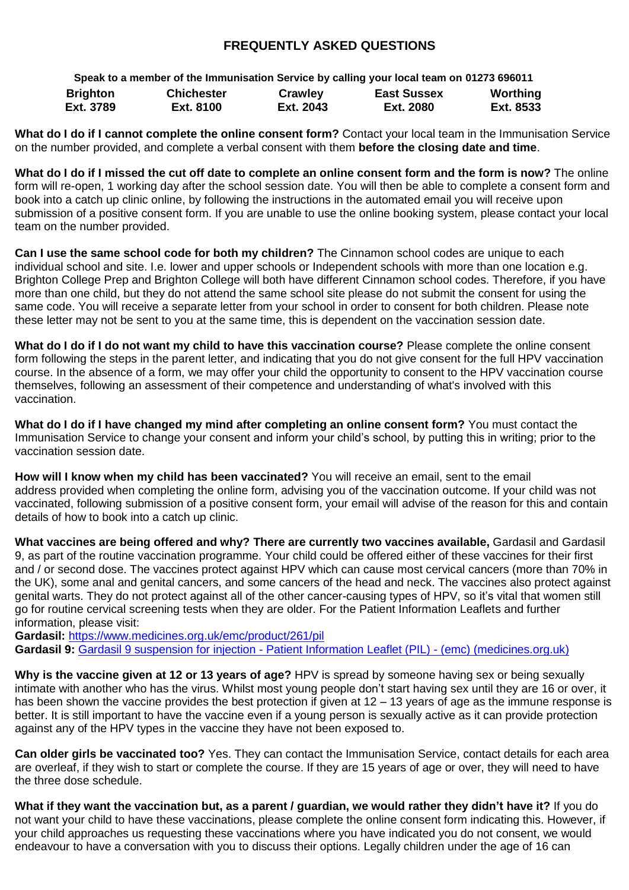# FREQUENTLY ASKED QUESTIONS

**Speak to a member of the Immunisation Service by calling your local team on 01273 696011**

| Brighton | Chichester | Crawley | East Sussex | Worthing |
|---|---|---|---|---|
| Ext. 3789 | Ext. 8100 | Ext. 2043 | Ext. 2080 | Ext. 8533 |

**What do I do if I cannot complete the online consent form?** Contact your local team in the Immunisation Service on the number provided, and complete a verbal consent with them **before the closing date and time**.

**What do I do if I missed the cut off date to complete an online consent form and the form is now?** The online form will re-open, 1 working day after the school session date. You will then be able to complete a consent form and book into a catch up clinic online, by following the instructions in the automated email you will receive upon submission of a positive consent form. If you are unable to use the online booking system, please contact your local team on the number provided.

**Can I use the same school code for both my children?** The Cinnamon school codes are unique to each individual school and site. I.e. lower and upper schools or Independent schools with more than one location e.g. Brighton College Prep and Brighton College will both have different Cinnamon school codes. Therefore, if you have more than one child, but they do not attend the same school site please do not submit the consent for using the same code. You will receive a separate letter from your school in order to consent for both children. Please note these letter may not be sent to you at the same time, this is dependent on the vaccination session date.

**What do I do if I do not want my child to have this vaccination course?** Please complete the online consent form following the steps in the parent letter, and indicating that you do not give consent for the full HPV vaccination course. In the absence of a form, we may offer your child the opportunity to consent to the HPV vaccination course themselves, following an assessment of their competence and understanding of what's involved with this vaccination.

**What do I do if I have changed my mind after completing an online consent form?** You must contact the Immunisation Service to change your consent and inform your child's school, by putting this in writing; prior to the vaccination session date.

**How will I know when my child has been vaccinated?** You will receive an email, sent to the email address provided when completing the online form, advising you of the vaccination outcome. If your child was not vaccinated, following submission of a positive consent form, your email will advise of the reason for this and contain details of how to book into a catch up clinic.

**What vaccines are being offered and why? There are currently two vaccines available,** Gardasil and Gardasil 9, as part of the routine vaccination programme. Your child could be offered either of these vaccines for their first and / or second dose. The vaccines protect against HPV which can cause most cervical cancers (more than 70% in the UK), some anal and genital cancers, and some cancers of the head and neck. The vaccines also protect against genital warts. They do not protect against all of the other cancer-causing types of HPV, so it's vital that women still go for routine cervical screening tests when they are older. For the Patient Information Leaflets and further information, please visit:

**Gardasil:** https://www.medicines.org.uk/emc/product/261/pil

**Gardasil 9:** Gardasil 9 suspension for injection - Patient Information Leaflet (PIL) - (emc) (medicines.org.uk)

**Why is the vaccine given at 12 or 13 years of age?** HPV is spread by someone having sex or being sexually intimate with another who has the virus. Whilst most young people don't start having sex until they are 16 or over, it has been shown the vaccine provides the best protection if given at 12 – 13 years of age as the immune response is better. It is still important to have the vaccine even if a young person is sexually active as it can provide protection against any of the HPV types in the vaccine they have not been exposed to.

**Can older girls be vaccinated too?** Yes. They can contact the Immunisation Service, contact details for each area are overleaf, if they wish to start or complete the course. If they are 15 years of age or over, they will need to have the three dose schedule.

**What if they want the vaccination but, as a parent / guardian, we would rather they didn't have it?** If you do not want your child to have these vaccinations, please complete the online consent form indicating this. However, if your child approaches us requesting these vaccinations where you have indicated you do not consent, we would endeavour to have a conversation with you to discuss their options. Legally children under the age of 16 can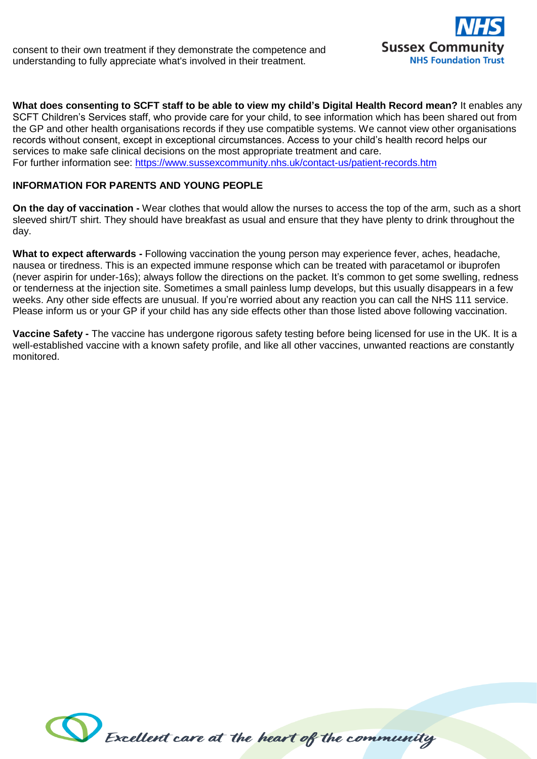consent to their own treatment if they demonstrate the competence and understanding to fully appreciate what's involved in their treatment.

**What does consenting to SCFT staff to be able to view my child's Digital Health Record mean?** It enables any SCFT Children's Services staff, who provide care for your child, to see information which has been shared out from the GP and other health organisations records if they use compatible systems. We cannot view other organisations records without consent, except in exceptional circumstances. Access to your child's health record helps our services to make safe clinical decisions on the most appropriate treatment and care.
For further information see: [https://www.sussexcommunity.nhs.uk/contact-us/patient-records.htm](https://www.sussexcommunity.nhs.uk/contact-us/patient-records.htm)

**INFORMATION FOR PARENTS AND YOUNG PEOPLE**

**On the day of vaccination -** Wear clothes that would allow the nurses to access the top of the arm, such as a short sleeved shirt/T shirt. They should have breakfast as usual and ensure that they have plenty to drink throughout the day.

**What to expect afterwards -** Following vaccination the young person may experience fever, aches, headache, nausea or tiredness. This is an expected immune response which can be treated with paracetamol or ibuprofen (never aspirin for under-16s); always follow the directions on the packet. It's common to get some swelling, redness or tenderness at the injection site. Sometimes a small painless lump develops, but this usually disappears in a few weeks. Any other side effects are unusual. If you're worried about any reaction you can call the NHS 111 service. Please inform us or your GP if your child has any side effects other than those listed above following vaccination.

**Vaccine Safety -** The vaccine has undergone rigorous safety testing before being licensed for use in the UK. It is a well-established vaccine with a known safety profile, and like all other vaccines, unwanted reactions are constantly monitored.